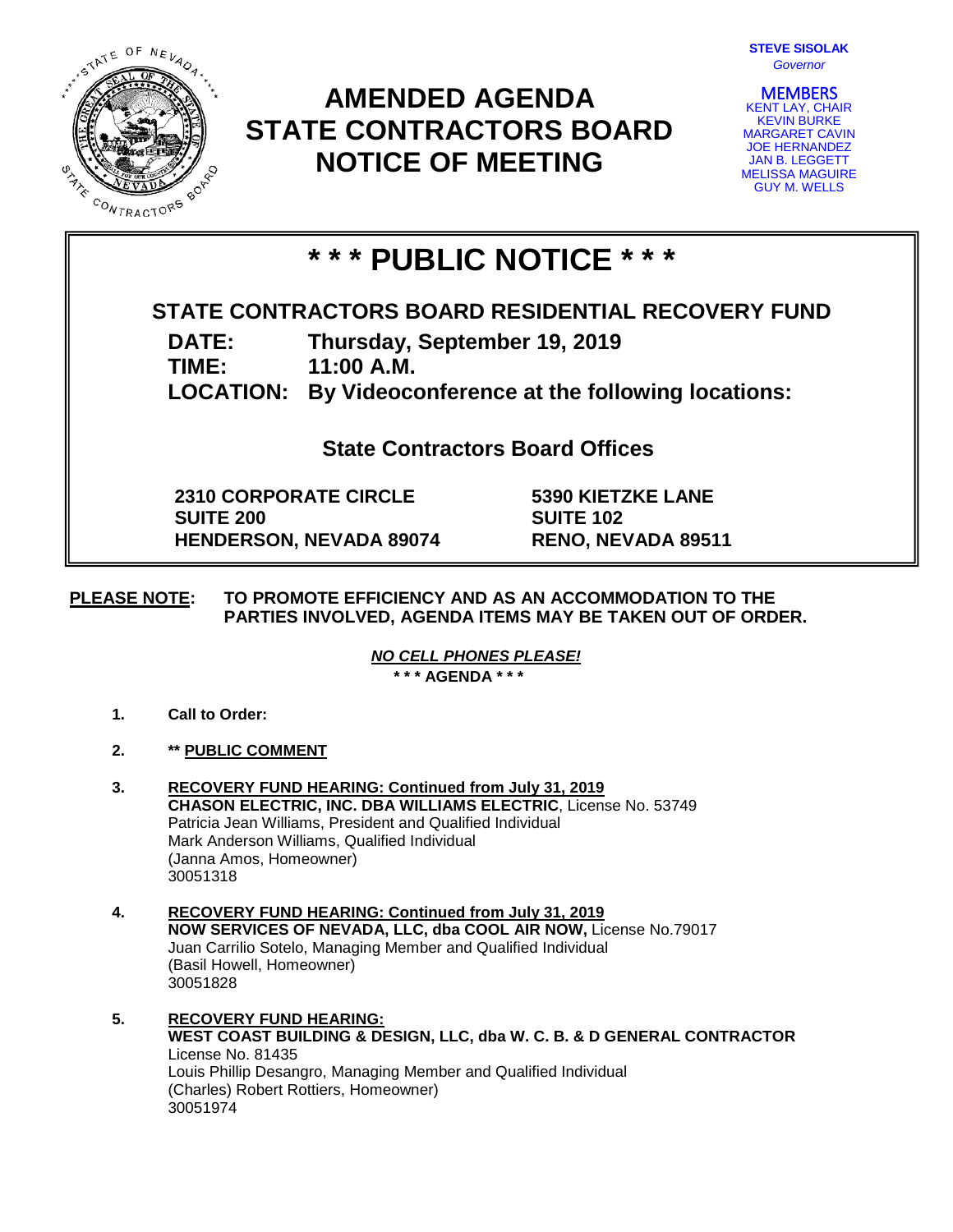**STEVE SISOLAK**
*Governor*

**MEMBERS**
KENT LAY, CHAIR
KEVIN BURKE
MARGARET CAVIN
JOE HERNANDEZ
JAN B. LEGGETT
MELISSA MAGUIRE
GUY M. WELLS

# AMENDED AGENDA
# STATE CONTRACTORS BOARD
# NOTICE OF MEETING

# * * * PUBLIC NOTICE * * *

## STATE CONTRACTORS BOARD RESIDENTIAL RECOVERY FUND

**DATE:** Thursday, September 19, 2019
**TIME:** 11:00 A.M.
**LOCATION:** By Videoconference at the following locations:

### State Contractors Board Offices

**2310 CORPORATE CIRCLE**
**SUITE 200**
**HENDERSON, NEVADA 89074**

**5390 KIETZKE LANE**
**SUITE 102**
**RENO, NEVADA 89511**

**PLEASE NOTE:** **TO PROMOTE EFFICIENCY AND AS AN ACCOMMODATION TO THE PARTIES INVOLVED, AGENDA ITEMS MAY BE TAKEN OUT OF ORDER.**

***NO CELL PHONES PLEASE!***

**\* \* \* AGENDA \* \* \***

1. **Call to Order:**

2. **\*\* PUBLIC COMMENT**

3. **RECOVERY FUND HEARING: Continued from July 31, 2019**
   **CHASON ELECTRIC, INC. DBA WILLIAMS ELECTRIC**, License No. 53749
   Patricia Jean Williams, President and Qualified Individual
   Mark Anderson Williams, Qualified Individual
   (Janna Amos, Homeowner)
   30051318

4. **RECOVERY FUND HEARING: Continued from July 31, 2019**
   **NOW SERVICES OF NEVADA, LLC, dba COOL AIR NOW,** License No.79017
   Juan Carrilio Sotelo, Managing Member and Qualified Individual
   (Basil Howell, Homeowner)
   30051828

5. **RECOVERY FUND HEARING:**
   **WEST COAST BUILDING & DESIGN, LLC, dba W. C. B. & D GENERAL CONTRACTOR**
   License No. 81435
   Louis Phillip Desangro, Managing Member and Qualified Individual
   (Charles) Robert Rottiers, Homeowner)
   30051974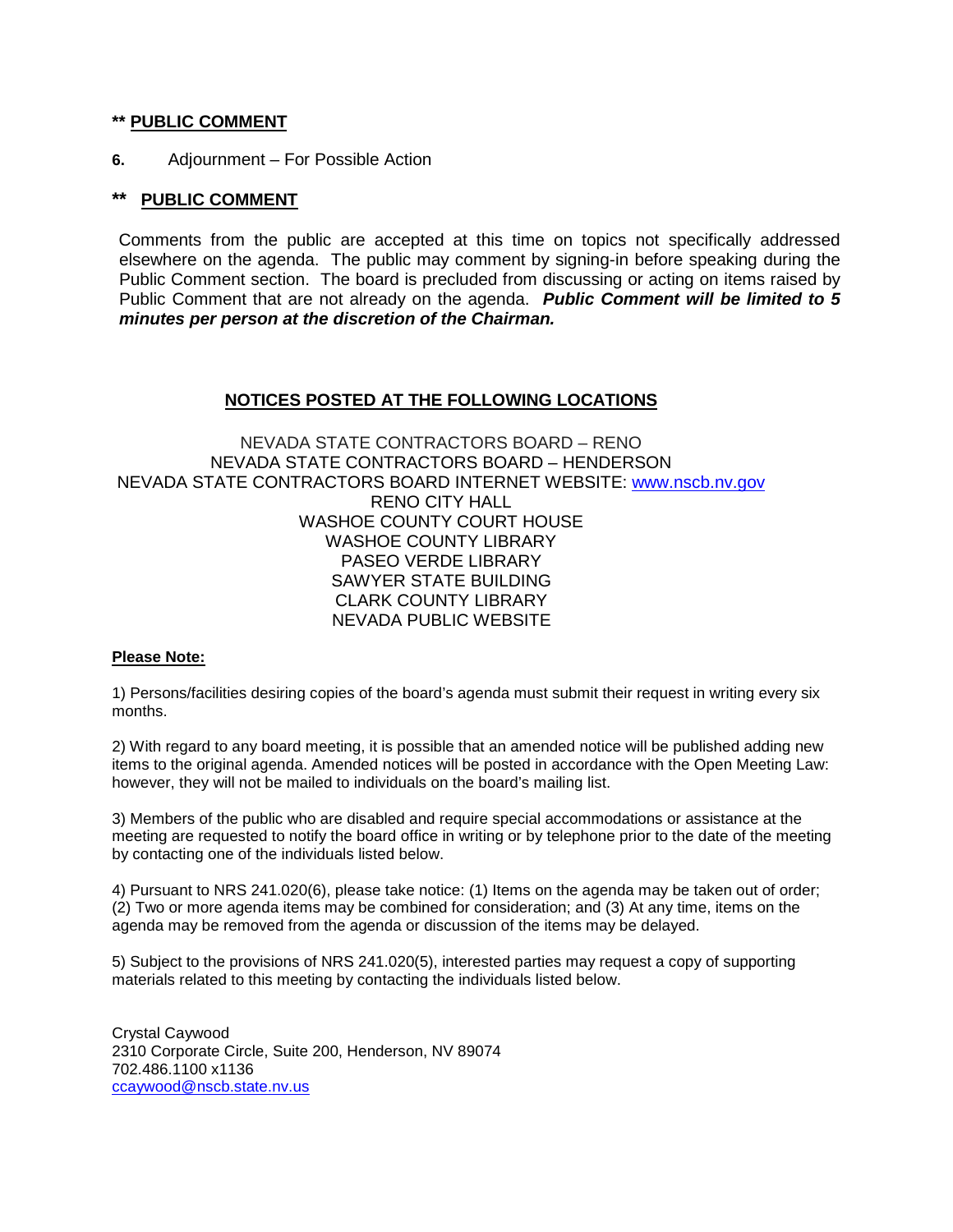**\*\* <u>PUBLIC COMMENT</u>**

**6.** Adjournment – For Possible Action

**\*\* <u>PUBLIC COMMENT</u>**

Comments from the public are accepted at this time on topics not specifically addressed elsewhere on the agenda. The public may comment by signing-in before speaking during the Public Comment section. The board is precluded from discussing or acting on items raised by Public Comment that are not already on the agenda. ***Public Comment will be limited to 5 minutes per person at the discretion of the Chairman.***

**<u>NOTICES POSTED AT THE FOLLOWING LOCATIONS</u>**

NEVADA STATE CONTRACTORS BOARD – RENO
NEVADA STATE CONTRACTORS BOARD – HENDERSON
NEVADA STATE CONTRACTORS BOARD INTERNET WEBSITE: www.nscb.nv.gov
RENO CITY HALL
WASHOE COUNTY COURT HOUSE
WASHOE COUNTY LIBRARY
PASEO VERDE LIBRARY
SAWYER STATE BUILDING
CLARK COUNTY LIBRARY
NEVADA PUBLIC WEBSITE

**<u>Please Note:</u>**

1) Persons/facilities desiring copies of the board's agenda must submit their request in writing every six months.

2) With regard to any board meeting, it is possible that an amended notice will be published adding new items to the original agenda. Amended notices will be posted in accordance with the Open Meeting Law: however, they will not be mailed to individuals on the board's mailing list.

3) Members of the public who are disabled and require special accommodations or assistance at the meeting are requested to notify the board office in writing or by telephone prior to the date of the meeting by contacting one of the individuals listed below.

4) Pursuant to NRS 241.020(6), please take notice: (1) Items on the agenda may be taken out of order; (2) Two or more agenda items may be combined for consideration; and (3) At any time, items on the agenda may be removed from the agenda or discussion of the items may be delayed.

5) Subject to the provisions of NRS 241.020(5), interested parties may request a copy of supporting materials related to this meeting by contacting the individuals listed below.

Crystal Caywood
2310 Corporate Circle, Suite 200, Henderson, NV 89074
702.486.1100 x1136
ccaywood@nscb.state.nv.us